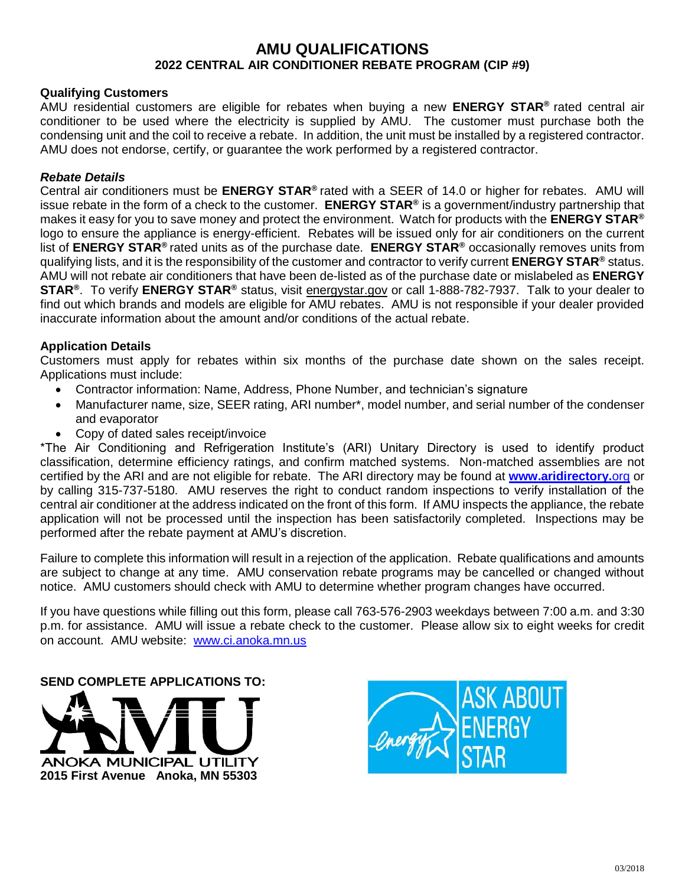# AMU QUALIFICATIONS

## 2022 CENTRAL AIR CONDITIONER REBATE PROGRAM (CIP #9)

**Qualifying Customers**
AMU residential customers are eligible for rebates when buying a new **ENERGY STAR®** rated central air conditioner to be used where the electricity is supplied by AMU. The customer must purchase both the condensing unit and the coil to receive a rebate. In addition, the unit must be installed by a registered contractor. AMU does not endorse, certify, or guarantee the work performed by a registered contractor.

***Rebate Details***
Central air conditioners must be **ENERGY STAR®** rated with a SEER of 14.0 or higher for rebates. AMU will issue rebate in the form of a check to the customer. **ENERGY STAR®** is a government/industry partnership that makes it easy for you to save money and protect the environment. Watch for products with the **ENERGY STAR®** logo to ensure the appliance is energy-efficient. Rebates will be issued only for air conditioners on the current list of **ENERGY STAR®** rated units as of the purchase date. **ENERGY STAR®** occasionally removes units from qualifying lists, and it is the responsibility of the customer and contractor to verify current **ENERGY STAR®** status. AMU will not rebate air conditioners that have been de-listed as of the purchase date or mislabeled as **ENERGY STAR®**. To verify **ENERGY STAR®** status, visit energystar.gov or call 1-888-782-7937. Talk to your dealer to find out which brands and models are eligible for AMU rebates. AMU is not responsible if your dealer provided inaccurate information about the amount and/or conditions of the actual rebate.

**Application Details**
Customers must apply for rebates within six months of the purchase date shown on the sales receipt. Applications must include:

- Contractor information: Name, Address, Phone Number, and technician's signature
- Manufacturer name, size, SEER rating, ARI number*, model number, and serial number of the condenser and evaporator
- Copy of dated sales receipt/invoice

*The Air Conditioning and Refrigeration Institute's (ARI) Unitary Directory is used to identify product classification, determine efficiency ratings, and confirm matched systems. Non-matched assemblies are not certified by the ARI and are not eligible for rebate. The ARI directory may be found at **www.aridirectory.**org or by calling 315-737-5180. AMU reserves the right to conduct random inspections to verify installation of the central air conditioner at the address indicated on the front of this form. If AMU inspects the appliance, the rebate application will not be processed until the inspection has been satisfactorily completed. Inspections may be performed after the rebate payment at AMU's discretion.

Failure to complete this information will result in a rejection of the application. Rebate qualifications and amounts are subject to change at any time. AMU conservation rebate programs may be cancelled or changed without notice. AMU customers should check with AMU to determine whether program changes have occurred.

If you have questions while filling out this form, please call 763-576-2903 weekdays between 7:00 a.m. and 3:30 p.m. for assistance. AMU will issue a rebate check to the customer. Please allow six to eight weeks for credit on account. AMU website: www.ci.anoka.mn.us

**SEND COMPLETE APPLICATIONS TO:**

AMU
ANOKA MUNICIPAL UTILITY
**2015 First Avenue Anoka, MN 55303**

ASK ABOUT ENERGY STAR

03/2018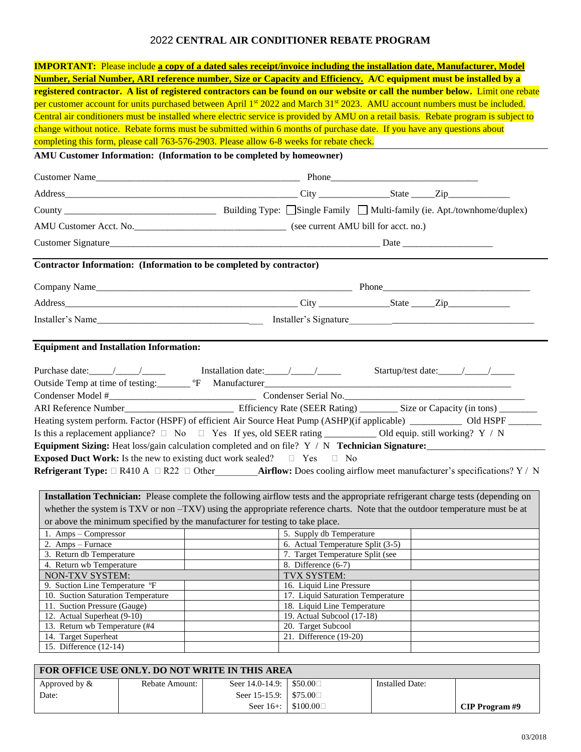# 2022 CENTRAL AIR CONDITIONER REBATE PROGRAM

**IMPORTANT:** Please include **a copy of a dated sales receipt/invoice including the installation date, Manufacturer, Model Number, Serial Number, ARI reference number, Size or Capacity and Efficiency.** **A/C equipment must be installed by a registered contractor. A list of registered contractors can be found on our website or call the number below.** Limit one rebate per customer account for units purchased between April 1st 2022 and March 31st 2023. AMU account numbers must be included. Central air conditioners must be installed where electric service is provided by AMU on a retail basis. Rebate program is subject to change without notice. Rebate forms must be submitted within 6 months of purchase date. If you have any questions about completing this form, please call 763-576-2903. Please allow 6-8 weeks for rebate check.

**AMU Customer Information: (Information to be completed by homeowner)**

Customer Name\_\_\_\_\_\_\_\_\_\_\_\_\_\_\_\_\_\_\_\_\_\_\_\_\_\_\_\_ Phone\_\_\_\_\_\_\_\_\_\_\_\_\_\_\_\_\_\_\_\_

Address\_\_\_\_\_\_\_\_\_\_\_\_\_\_\_\_\_\_\_\_\_\_\_\_\_\_\_\_\_\_ City \_\_\_\_\_\_\_\_\_\_ State \_\_\_\_ Zip\_\_\_\_\_\_\_\_\_

County \_\_\_\_\_\_\_\_\_\_\_\_\_\_\_\_\_\_\_\_ Building Type: ☐ Single Family ☐ Multi-family (ie. Apt./townhome/duplex)

AMU Customer Acct. No.\_\_\_\_\_\_\_\_\_\_\_\_\_\_\_\_\_\_\_\_ (see current AMU bill for acct. no.)

Customer Signature\_\_\_\_\_\_\_\_\_\_\_\_\_\_\_\_\_\_\_\_\_\_\_\_\_\_\_\_\_\_\_\_\_\_\_\_ Date \_\_\_\_\_\_\_\_\_\_\_\_

**Contractor Information: (Information to be completed by contractor)**

Company Name\_\_\_\_\_\_\_\_\_\_\_\_\_\_\_\_\_\_\_\_\_\_\_\_\_\_\_\_\_\_\_\_\_\_ Phone\_\_\_\_\_\_\_\_\_\_\_\_\_\_\_\_\_\_\_\_

Address\_\_\_\_\_\_\_\_\_\_\_\_\_\_\_\_\_\_\_\_\_\_\_\_\_\_\_\_\_\_ City \_\_\_\_\_\_\_\_\_\_ State \_\_\_\_ Zip\_\_\_\_\_\_\_\_\_

Installer's Name\_\_\_\_\_\_\_\_\_\_\_\_\_\_\_\_\_\_\_\_\_\_ Installer's Signature\_\_\_\_\_\_\_\_\_\_\_\_\_\_\_\_\_\_\_\_\_\_\_\_

**Equipment and Installation Information:**

Purchase date:\_\_\_\_/\_\_\_\_/\_\_\_\_ Installation date:\_\_\_\_/\_\_\_\_/\_\_\_\_ Startup/test date:\_\_\_\_/\_\_\_\_/\_\_\_\_

Outside Temp at time of testing:\_\_\_\_\_\_ ºF Manufacturer\_\_\_\_\_\_\_\_\_\_\_\_\_\_\_\_\_\_\_\_\_\_\_\_\_\_\_\_\_\_\_\_\_\_

Condenser Model #\_\_\_\_\_\_\_\_\_\_\_\_\_\_\_\_\_\_\_\_ Condenser Serial No.\_\_\_\_\_\_\_\_\_\_\_\_\_\_\_\_\_\_\_\_\_\_\_\_\_\_

ARI Reference Number\_\_\_\_\_\_\_\_\_\_\_\_\_\_\_\_ Efficiency Rate (SEER Rating) \_\_\_\_\_\_\_ Size or Capacity (in tons) \_\_\_\_\_\_\_

Heating system perform. Factor (HSPF) of efficient Air Source Heat Pump (ASHP)(if applicable) \_\_\_\_\_\_\_\_\_ Old HSPF \_\_\_\_\_\_

Is this a replacement appliance? ☐ No ☐ Yes If yes, old SEER rating \_\_\_\_\_\_\_\_\_ Old equip. still working? Y / N

**Equipment Sizing:** Heat loss/gain calculation completed and on file? Y / N **Technician Signature:**\_\_\_\_\_\_\_\_\_\_\_\_\_\_\_\_\_\_\_\_

**Exposed Duct Work:** Is the new to existing duct work sealed? ☐ Yes ☐ No

**Refrigerant Type:** ☐ R410 A ☐ R22 ☐ Other\_\_\_\_\_\_\_\_ **Airflow:** Does cooling airflow meet manufacturer's specifications? Y / N

**Installation Technician:** Please complete the following airflow tests and the appropriate refrigerant charge tests (depending on whether the system is TXV or non –TXV) using the appropriate reference charts. Note that the outdoor temperature must be at or above the minimum specified by the manufacturer for testing to take place.

| | | | |
|---|---|---|---|
| 1. Amps – Compressor | | 5. Supply db Temperature | |
| 2. Amps – Furnace | | 6. Actual Temperature Split (3-5) | |
| 3. Return db Temperature | | 7. Target Temperature Split (see | |
| 4. Return wb Temperature | | 8. Difference (6-7) | |
| NON-TXV SYSTEM: | | TVX SYSTEM: | |
| 9. Suction Line Temperature ºF | | 16. Liquid Line Pressure | |
| 10. Suction Saturation Temperature | | 17. Liquid Saturation Temperature | |
| 11. Suction Pressure (Gauge) | | 18. Liquid Line Temperature | |
| 12. Actual Superheat (9-10) | | 19. Actual Subcool (17-18) | |
| 13. Return wb Temperature (#4 | | 20. Target Subcool | |
| 14. Target Superheat | | 21. Difference (19-20) | |
| 15. Difference (12-14) | | | |

| FOR OFFICE USE ONLY. DO NOT WRITE IN THIS AREA | | | | | |
|---|---|---|---|---|---|
| Approved by & Date: | Rebate Amount: | Seer 14.0-14.9:<br>Seer 15-15.9:<br>Seer 16+: | $50.00☐<br>$75.00☐<br>$100.00☐ | Installed Date: | **CIP Program #9** |

03/2018